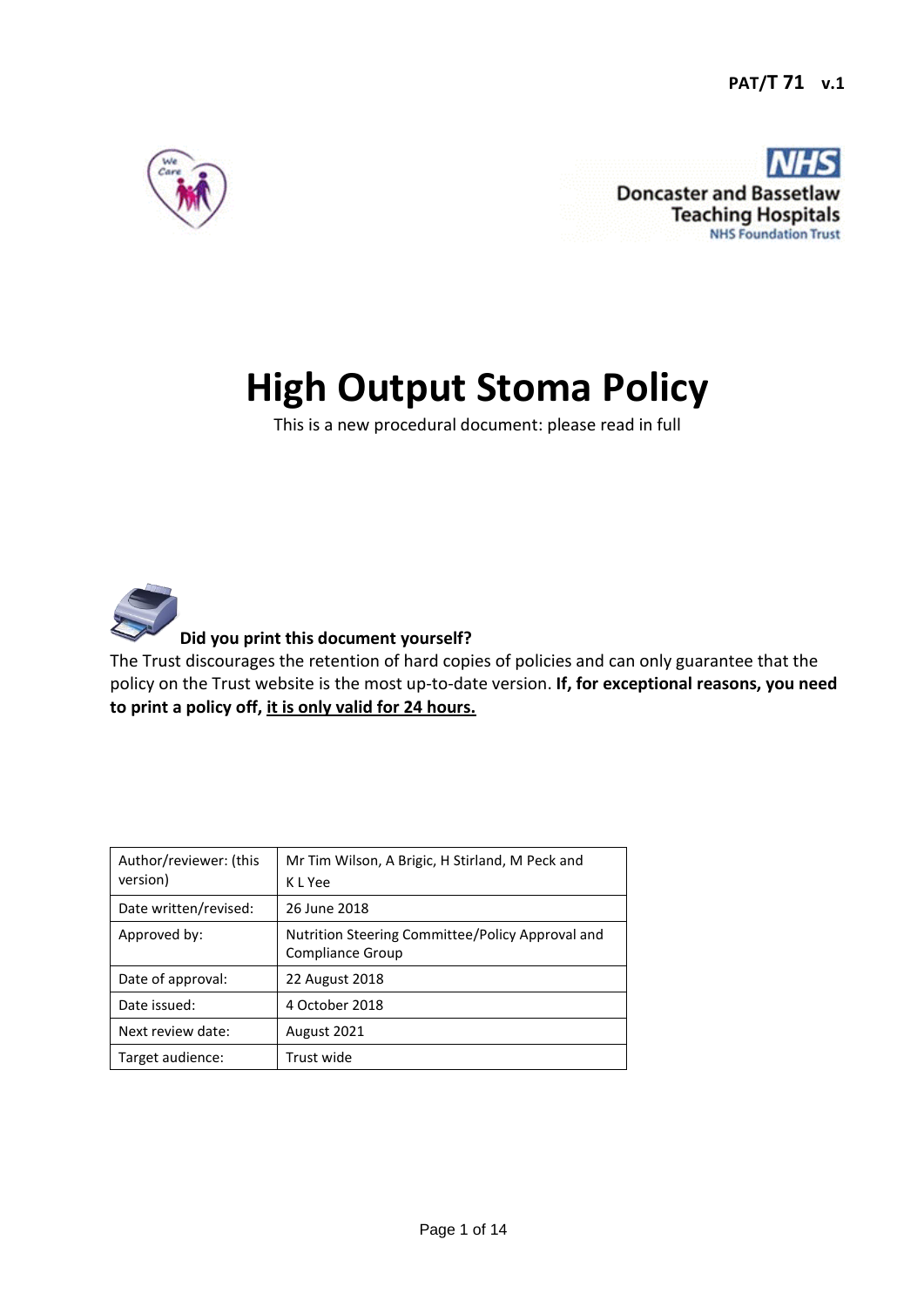PAT/T 71 v.1

Doncaster and Bassetlaw Teaching Hospitals
NHS Foundation Trust

# High Output Stoma Policy

This is a new procedural document: please read in full

**Did you print this document yourself?**

The Trust discourages the retention of hard copies of policies and can only guarantee that the policy on the Trust website is the most up-to-date version. **If, for exceptional reasons, you need to print a policy off, it is only valid for 24 hours.**

| Author/reviewer: (this version) | Mr Tim Wilson, A Brigic, H Stirland, M Peck and K L Yee |
|---|---|
| Date written/revised: | 26 June 2018 |
| Approved by: | Nutrition Steering Committee/Policy Approval and Compliance Group |
| Date of approval: | 22 August 2018 |
| Date issued: | 4 October 2018 |
| Next review date: | August 2021 |
| Target audience: | Trust wide |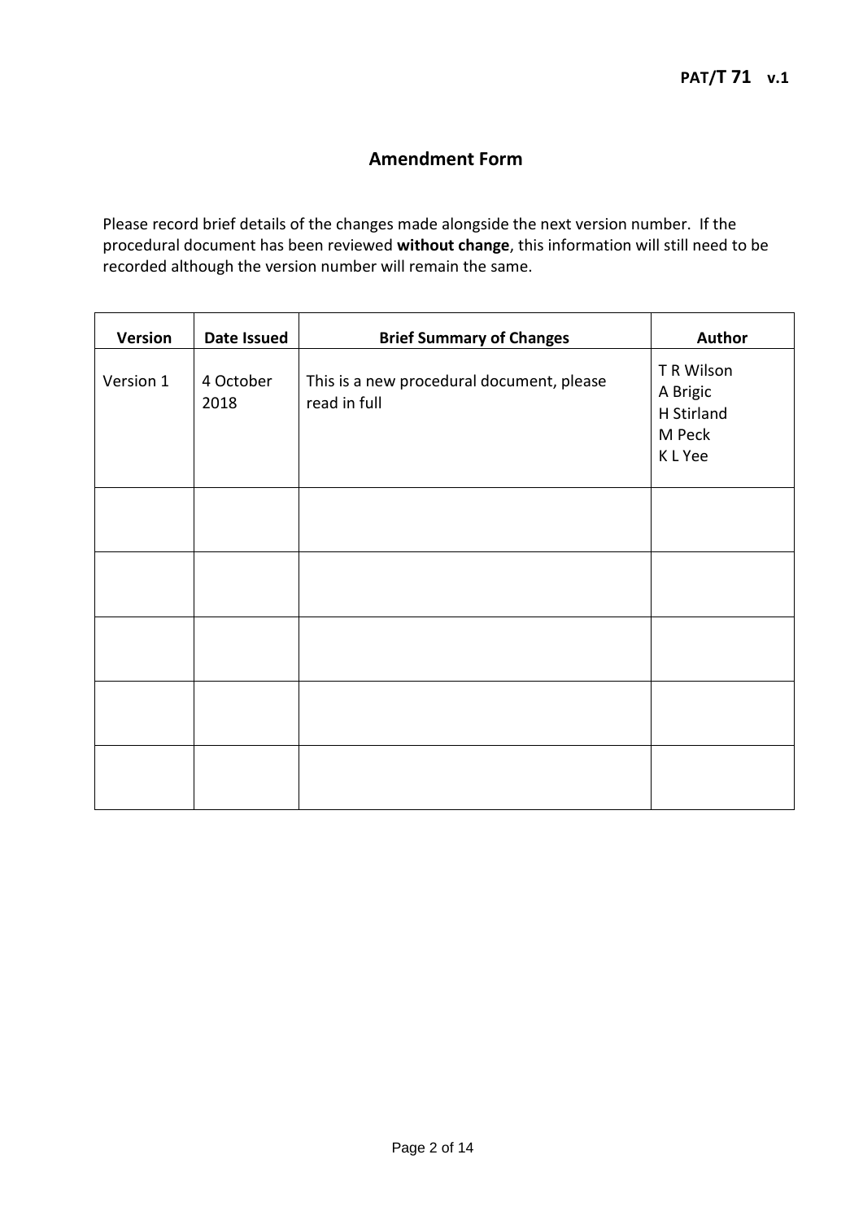## Amendment Form

Please record brief details of the changes made alongside the next version number. If the procedural document has been reviewed **without change**, this information will still need to be recorded although the version number will remain the same.

| Version | Date Issued | Brief Summary of Changes | Author |
|---|---|---|---|
| Version 1 | 4 October 2018 | This is a new procedural document, please read in full | T R Wilson<br>A Brigic<br>H Stirland<br>M Peck<br>K L Yee |
| | | | |
| | | | |
| | | | |
| | | | |
| | | | |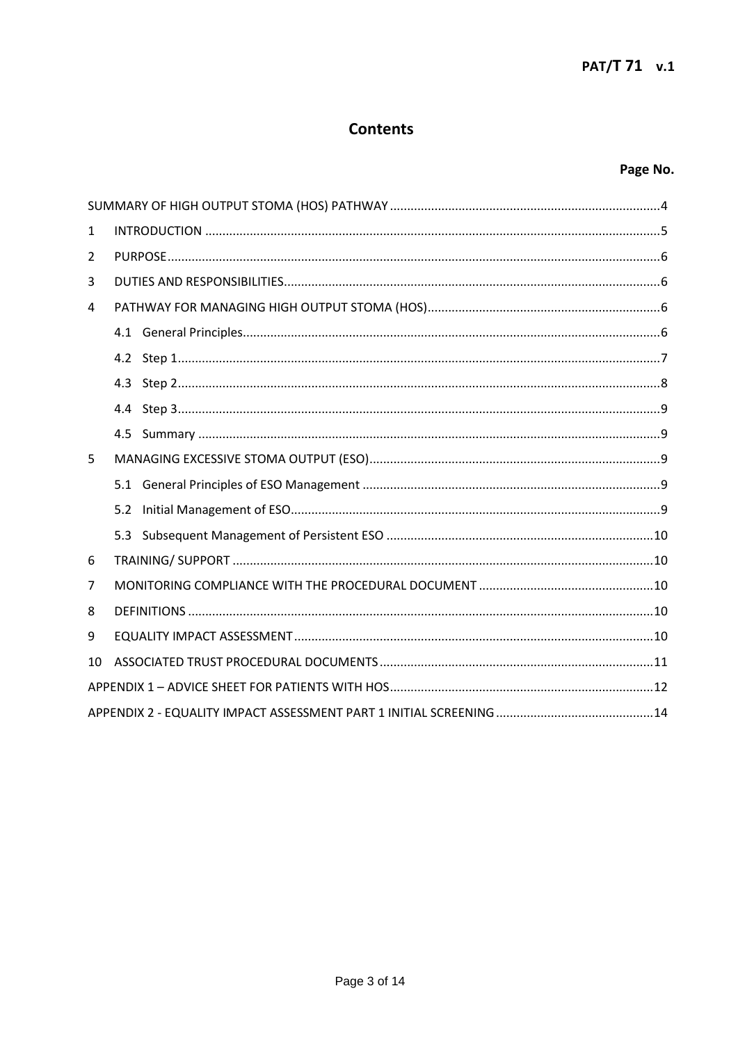# Contents

**Page No.**

| | | |
|---|---|---|
| SUMMARY OF HIGH OUTPUT STOMA (HOS) PATHWAY | | 4 |
| 1 | INTRODUCTION | 5 |
| 2 | PURPOSE | 6 |
| 3 | DUTIES AND RESPONSIBILITIES | 6 |
| 4 | PATHWAY FOR MANAGING HIGH OUTPUT STOMA (HOS) | 6 |
| | 4.1 General Principles | 6 |
| | 4.2 Step 1 | 7 |
| | 4.3 Step 2 | 8 |
| | 4.4 Step 3 | 9 |
| | 4.5 Summary | 9 |
| 5 | MANAGING EXCESSIVE STOMA OUTPUT (ESO) | 9 |
| | 5.1 General Principles of ESO Management | 9 |
| | 5.2 Initial Management of ESO | 9 |
| | 5.3 Subsequent Management of Persistent ESO | 10 |
| 6 | TRAINING/ SUPPORT | 10 |
| 7 | MONITORING COMPLIANCE WITH THE PROCEDURAL DOCUMENT | 10 |
| 8 | DEFINITIONS | 10 |
| 9 | EQUALITY IMPACT ASSESSMENT | 10 |
| 10 | ASSOCIATED TRUST PROCEDURAL DOCUMENTS | 11 |
| APPENDIX 1 – ADVICE SHEET FOR PATIENTS WITH HOS | | 12 |
| APPENDIX 2 - EQUALITY IMPACT ASSESSMENT PART 1 INITIAL SCREENING | | 14 |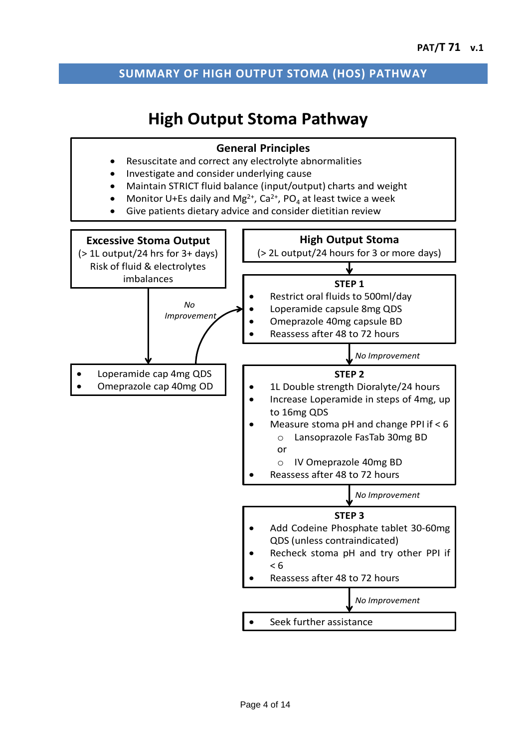## SUMMARY OF HIGH OUTPUT STOMA (HOS) PATHWAY

# High Output Stoma Pathway

### General Principles

- Resuscitate and correct any electrolyte abnormalities
- Investigate and consider underlying cause
- Maintain STRICT fluid balance (input/output) charts and weight
- Monitor U+Es daily and $Mg^{2+}$, $Ca^{2+}$, $PO_4$ at least twice a week
- Give patients dietary advice and consider dietitian review

### Excessive Stoma Output

(> 1L output/24 hrs for 3+ days)
Risk of fluid & electrolytes imbalances

↓

- Loperamide cap 4mg QDS
- Omeprazole cap 40mg OD

*No Improvement* → STEP 1

### High Output Stoma

(> 2L output/24 hours for 3 or more days)

↓

**STEP 1**

- Restrict oral fluids to 500ml/day
- Loperamide capsule 8mg QDS
- Omeprazole 40mg capsule BD
- Reassess after 48 to 72 hours

↓ *No Improvement*

**STEP 2**

- 1L Double strength Dioralyte/24 hours
- Increase Loperamide in steps of 4mg, up to 16mg QDS
- Measure stoma pH and change PPI if < 6
  - Lansoprazole FasTab 30mg BD

  or
  - IV Omeprazole 40mg BD
- Reassess after 48 to 72 hours

↓ *No Improvement*

**STEP 3**

- Add Codeine Phosphate tablet 30-60mg QDS (unless contraindicated)
- Recheck stoma pH and try other PPI if < 6
- Reassess after 48 to 72 hours

↓ *No Improvement*

- Seek further assistance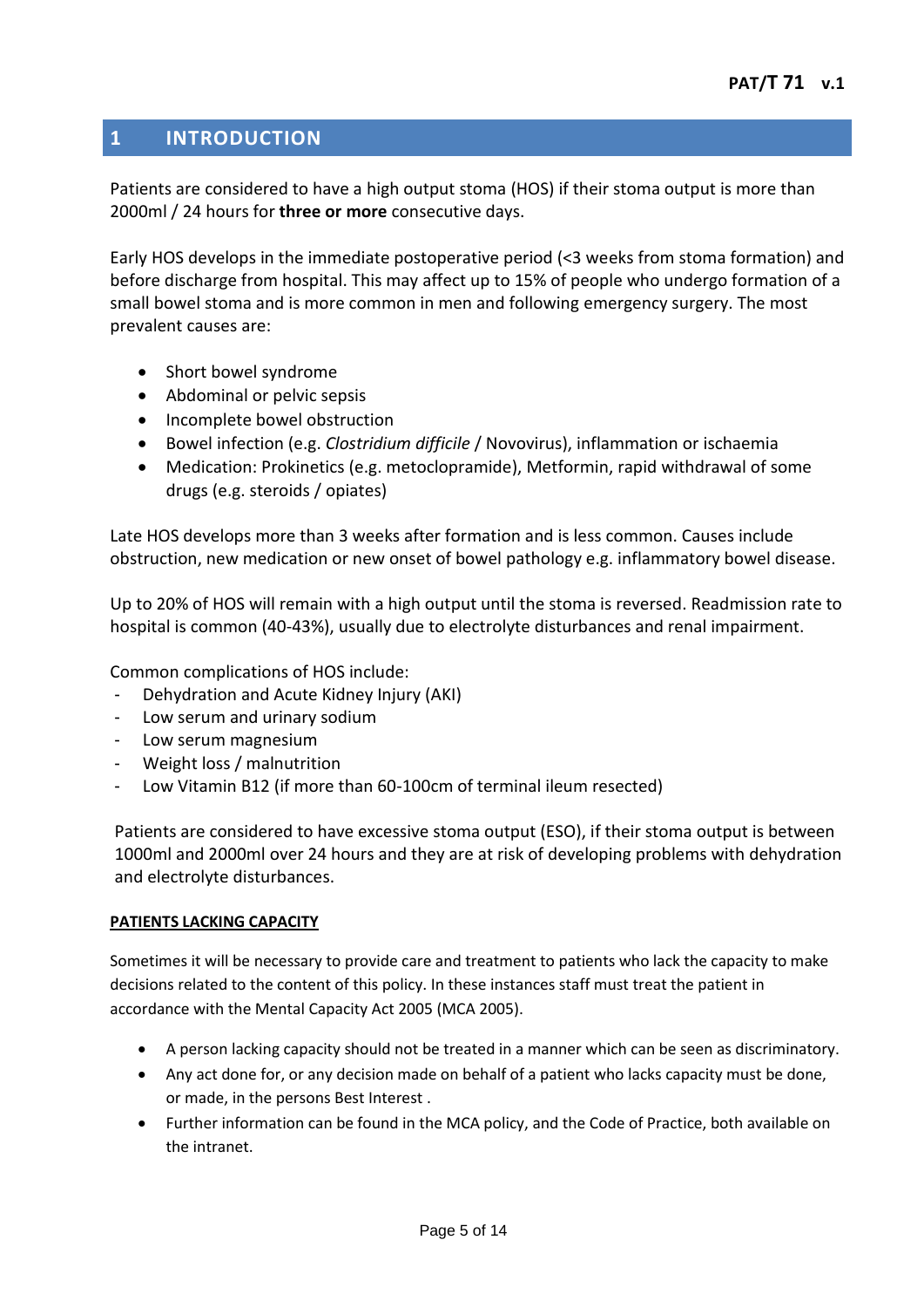## 1 INTRODUCTION

Patients are considered to have a high output stoma (HOS) if their stoma output is more than 2000ml / 24 hours for **three or more** consecutive days.

Early HOS develops in the immediate postoperative period (<3 weeks from stoma formation) and before discharge from hospital. This may affect up to 15% of people who undergo formation of a small bowel stoma and is more common in men and following emergency surgery. The most prevalent causes are:

- Short bowel syndrome
- Abdominal or pelvic sepsis
- Incomplete bowel obstruction
- Bowel infection (e.g. *Clostridium difficile* / Novovirus), inflammation or ischaemia
- Medication: Prokinetics (e.g. metoclopramide), Metformin, rapid withdrawal of some drugs (e.g. steroids / opiates)

Late HOS develops more than 3 weeks after formation and is less common. Causes include obstruction, new medication or new onset of bowel pathology e.g. inflammatory bowel disease.

Up to 20% of HOS will remain with a high output until the stoma is reversed. Readmission rate to hospital is common (40-43%), usually due to electrolyte disturbances and renal impairment.

Common complications of HOS include:

- Dehydration and Acute Kidney Injury (AKI)
- Low serum and urinary sodium
- Low serum magnesium
- Weight loss / malnutrition
- Low Vitamin B12 (if more than 60-100cm of terminal ileum resected)

Patients are considered to have excessive stoma output (ESO), if their stoma output is between 1000ml and 2000ml over 24 hours and they are at risk of developing problems with dehydration and electrolyte disturbances.

**PATIENTS LACKING CAPACITY**

Sometimes it will be necessary to provide care and treatment to patients who lack the capacity to make decisions related to the content of this policy. In these instances staff must treat the patient in accordance with the Mental Capacity Act 2005 (MCA 2005).

- A person lacking capacity should not be treated in a manner which can be seen as discriminatory.
- Any act done for, or any decision made on behalf of a patient who lacks capacity must be done, or made, in the persons Best Interest .
- Further information can be found in the MCA policy, and the Code of Practice, both available on the intranet.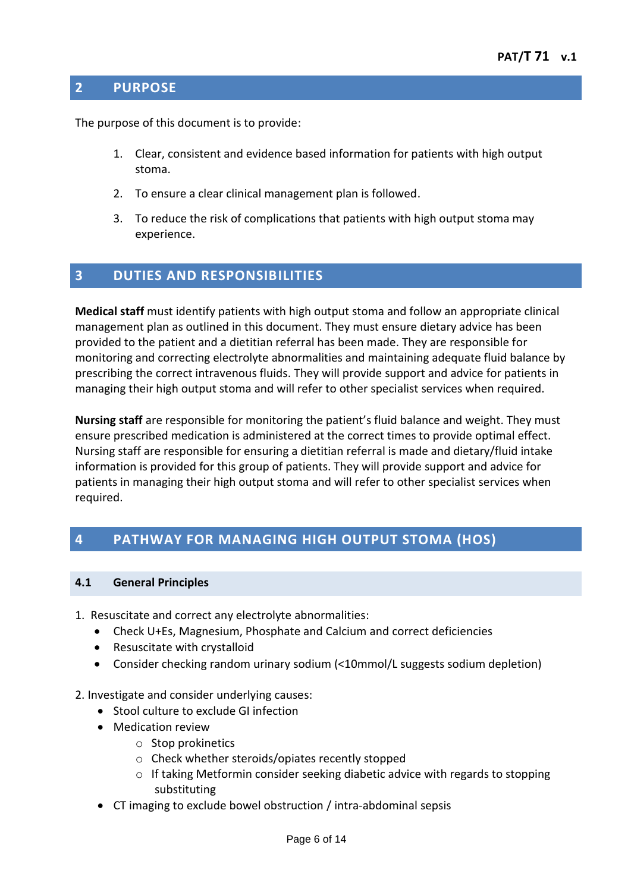## 2 PURPOSE

The purpose of this document is to provide:

1. Clear, consistent and evidence based information for patients with high output stoma.
2. To ensure a clear clinical management plan is followed.
3. To reduce the risk of complications that patients with high output stoma may experience.

## 3 DUTIES AND RESPONSIBILITIES

**Medical staff** must identify patients with high output stoma and follow an appropriate clinical management plan as outlined in this document. They must ensure dietary advice has been provided to the patient and a dietitian referral has been made. They are responsible for monitoring and correcting electrolyte abnormalities and maintaining adequate fluid balance by prescribing the correct intravenous fluids. They will provide support and advice for patients in managing their high output stoma and will refer to other specialist services when required.

**Nursing staff** are responsible for monitoring the patient's fluid balance and weight. They must ensure prescribed medication is administered at the correct times to provide optimal effect. Nursing staff are responsible for ensuring a dietitian referral is made and dietary/fluid intake information is provided for this group of patients. They will provide support and advice for patients in managing their high output stoma and will refer to other specialist services when required.

## 4 PATHWAY FOR MANAGING HIGH OUTPUT STOMA (HOS)

### 4.1 General Principles

1. Resuscitate and correct any electrolyte abnormalities:
   - Check U+Es, Magnesium, Phosphate and Calcium and correct deficiencies
   - Resuscitate with crystalloid
   - Consider checking random urinary sodium (<10mmol/L suggests sodium depletion)

2. Investigate and consider underlying causes:
   - Stool culture to exclude GI infection
   - Medication review
     - Stop prokinetics
     - Check whether steroids/opiates recently stopped
     - If taking Metformin consider seeking diabetic advice with regards to stopping substituting
   - CT imaging to exclude bowel obstruction / intra-abdominal sepsis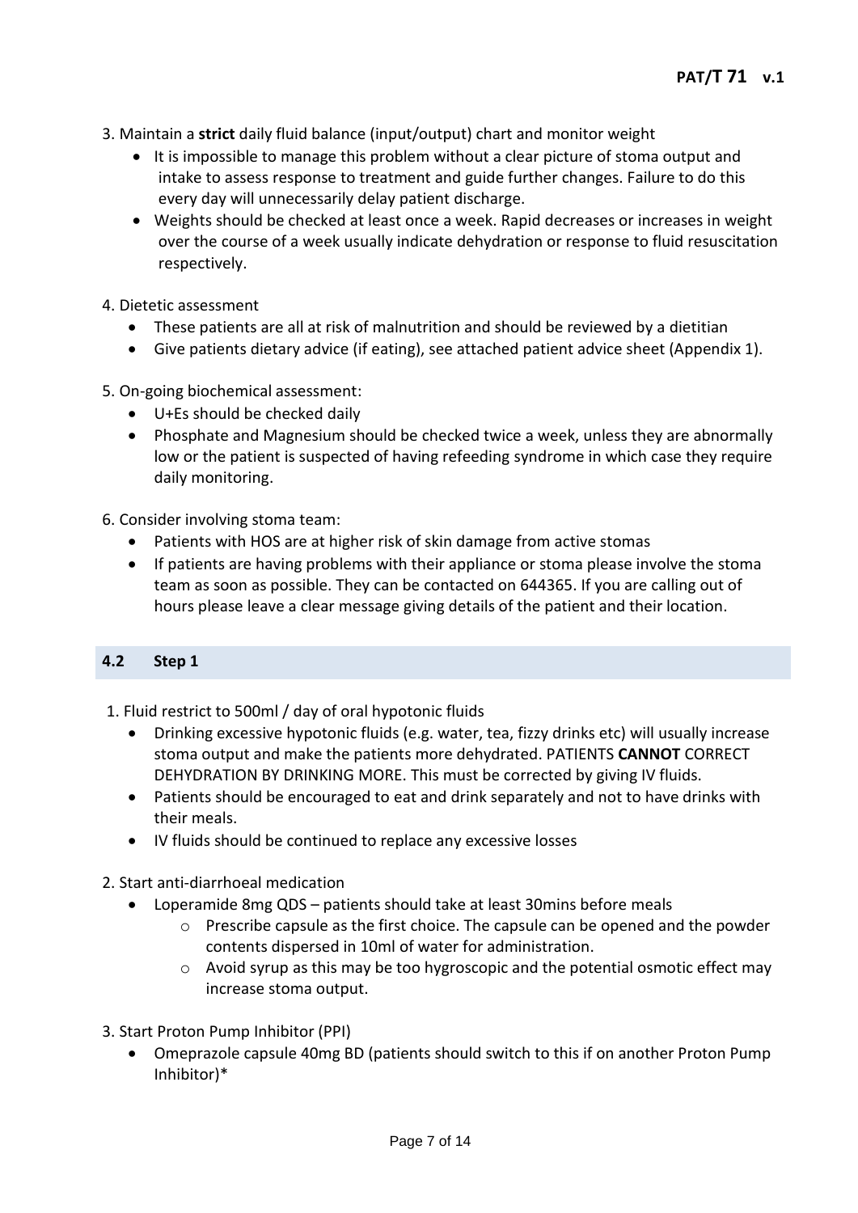3. Maintain a **strict** daily fluid balance (input/output) chart and monitor weight
    - It is impossible to manage this problem without a clear picture of stoma output and intake to assess response to treatment and guide further changes. Failure to do this every day will unnecessarily delay patient discharge.
    - Weights should be checked at least once a week. Rapid decreases or increases in weight over the course of a week usually indicate dehydration or response to fluid resuscitation respectively.

4. Dietetic assessment
    - These patients are all at risk of malnutrition and should be reviewed by a dietitian
    - Give patients dietary advice (if eating), see attached patient advice sheet (Appendix 1).

5. On-going biochemical assessment:
    - U+Es should be checked daily
    - Phosphate and Magnesium should be checked twice a week, unless they are abnormally low or the patient is suspected of having refeeding syndrome in which case they require daily monitoring.

6. Consider involving stoma team:
    - Patients with HOS are at higher risk of skin damage from active stomas
    - If patients are having problems with their appliance or stoma please involve the stoma team as soon as possible. They can be contacted on 644365. If you are calling out of hours please leave a clear message giving details of the patient and their location.

## 4.2 Step 1

1. Fluid restrict to 500ml / day of oral hypotonic fluids
    - Drinking excessive hypotonic fluids (e.g. water, tea, fizzy drinks etc) will usually increase stoma output and make the patients more dehydrated. PATIENTS **CANNOT** CORRECT DEHYDRATION BY DRINKING MORE. This must be corrected by giving IV fluids.
    - Patients should be encouraged to eat and drink separately and not to have drinks with their meals.
    - IV fluids should be continued to replace any excessive losses

2. Start anti-diarrhoeal medication
    - Loperamide 8mg QDS – patients should take at least 30mins before meals
        - Prescribe capsule as the first choice. The capsule can be opened and the powder contents dispersed in 10ml of water for administration.
        - Avoid syrup as this may be too hygroscopic and the potential osmotic effect may increase stoma output.

3. Start Proton Pump Inhibitor (PPI)
    - Omeprazole capsule 40mg BD (patients should switch to this if on another Proton Pump Inhibitor)*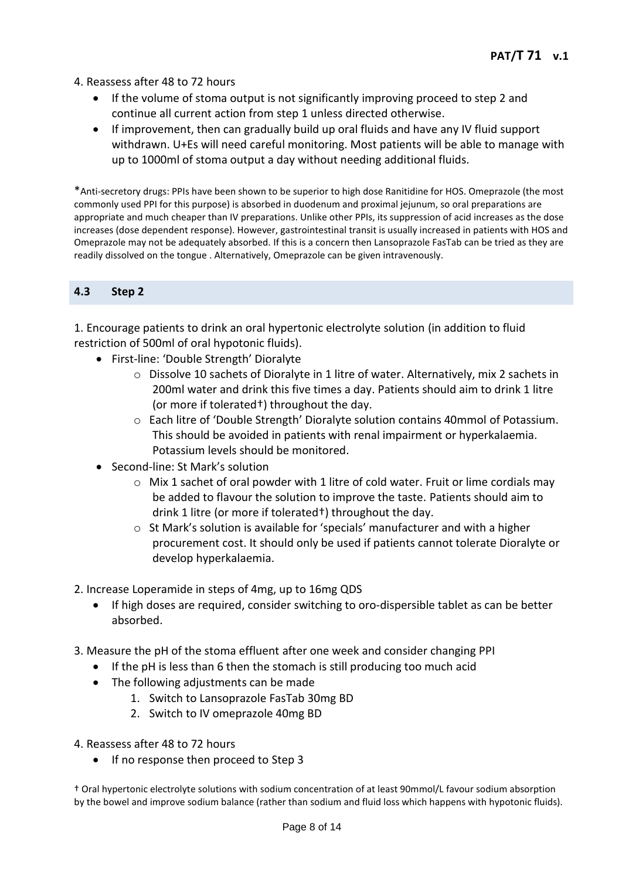4. Reassess after 48 to 72 hours

- If the volume of stoma output is not significantly improving proceed to step 2 and continue all current action from step 1 unless directed otherwise.
- If improvement, then can gradually build up oral fluids and have any IV fluid support withdrawn. U+Es will need careful monitoring. Most patients will be able to manage with up to 1000ml of stoma output a day without needing additional fluids.

*Anti-secretory drugs: PPIs have been shown to be superior to high dose Ranitidine for HOS. Omeprazole (the most commonly used PPI for this purpose) is absorbed in duodenum and proximal jejunum, so oral preparations are appropriate and much cheaper than IV preparations. Unlike other PPIs, its suppression of acid increases as the dose increases (dose dependent response). However, gastrointestinal transit is usually increased in patients with HOS and Omeprazole may not be adequately absorbed. If this is a concern then Lansoprazole FasTab can be tried as they are readily dissolved on the tongue . Alternatively, Omeprazole can be given intravenously.

### 4.3 Step 2

1. Encourage patients to drink an oral hypertonic electrolyte solution (in addition to fluid restriction of 500ml of oral hypotonic fluids).

- First-line: 'Double Strength' Dioralyte
  - Dissolve 10 sachets of Dioralyte in 1 litre of water. Alternatively, mix 2 sachets in 200ml water and drink this five times a day. Patients should aim to drink 1 litre (or more if tolerated†) throughout the day.
  - Each litre of 'Double Strength' Dioralyte solution contains 40mmol of Potassium. This should be avoided in patients with renal impairment or hyperkalaemia. Potassium levels should be monitored.
- Second-line: St Mark's solution
  - Mix 1 sachet of oral powder with 1 litre of cold water. Fruit or lime cordials may be added to flavour the solution to improve the taste. Patients should aim to drink 1 litre (or more if tolerated†) throughout the day.
  - St Mark's solution is available for 'specials' manufacturer and with a higher procurement cost. It should only be used if patients cannot tolerate Dioralyte or develop hyperkalaemia.

2. Increase Loperamide in steps of 4mg, up to 16mg QDS

- If high doses are required, consider switching to oro-dispersible tablet as can be better absorbed.

3. Measure the pH of the stoma effluent after one week and consider changing PPI

- If the pH is less than 6 then the stomach is still producing too much acid
- The following adjustments can be made
  1. Switch to Lansoprazole FasTab 30mg BD
  2. Switch to IV omeprazole 40mg BD

4. Reassess after 48 to 72 hours

- If no response then proceed to Step 3

† Oral hypertonic electrolyte solutions with sodium concentration of at least 90mmol/L favour sodium absorption by the bowel and improve sodium balance (rather than sodium and fluid loss which happens with hypotonic fluids).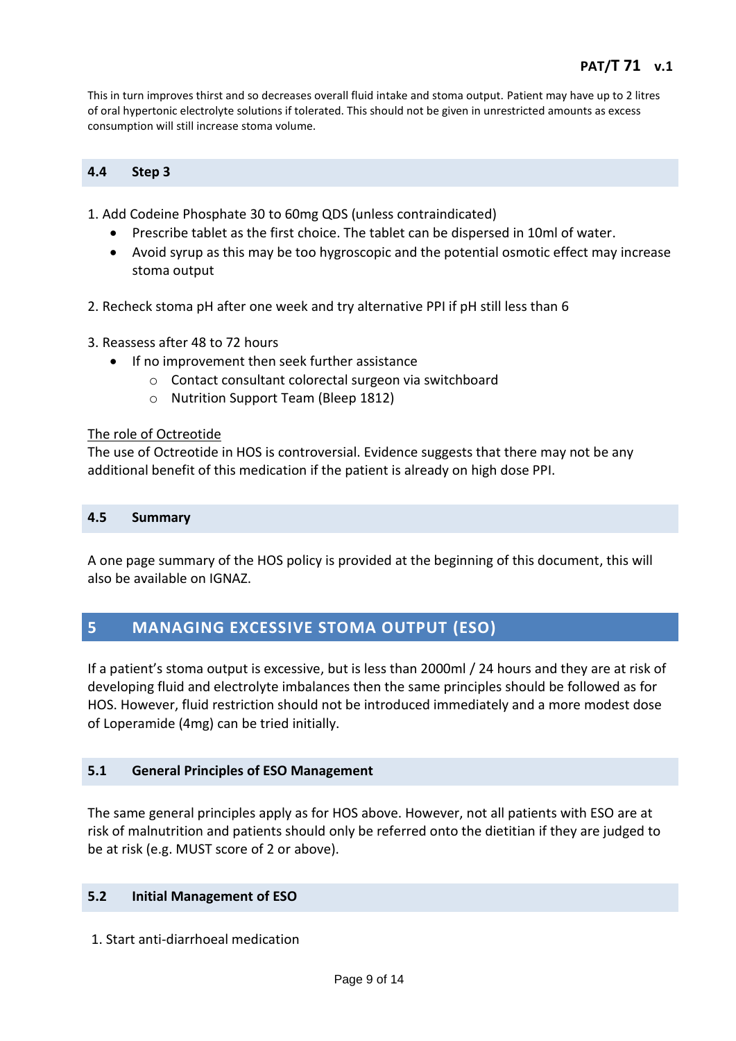This in turn improves thirst and so decreases overall fluid intake and stoma output. Patient may have up to 2 litres of oral hypertonic electrolyte solutions if tolerated. This should not be given in unrestricted amounts as excess consumption will still increase stoma volume.

### 4.4 Step 3

1. Add Codeine Phosphate 30 to 60mg QDS (unless contraindicated)
   - Prescribe tablet as the first choice. The tablet can be dispersed in 10ml of water.
   - Avoid syrup as this may be too hygroscopic and the potential osmotic effect may increase stoma output

2. Recheck stoma pH after one week and try alternative PPI if pH still less than 6

3. Reassess after 48 to 72 hours
   - If no improvement then seek further assistance
     - Contact consultant colorectal surgeon via switchboard
     - Nutrition Support Team (Bleep 1812)

The role of Octreotide

The use of Octreotide in HOS is controversial. Evidence suggests that there may not be any additional benefit of this medication if the patient is already on high dose PPI.

### 4.5 Summary

A one page summary of the HOS policy is provided at the beginning of this document, this will also be available on IGNAZ.

## 5 MANAGING EXCESSIVE STOMA OUTPUT (ESO)

If a patient's stoma output is excessive, but is less than 2000ml / 24 hours and they are at risk of developing fluid and electrolyte imbalances then the same principles should be followed as for HOS. However, fluid restriction should not be introduced immediately and a more modest dose of Loperamide (4mg) can be tried initially.

### 5.1 General Principles of ESO Management

The same general principles apply as for HOS above. However, not all patients with ESO are at risk of malnutrition and patients should only be referred onto the dietitian if they are judged to be at risk (e.g. MUST score of 2 or above).

### 5.2 Initial Management of ESO

1. Start anti-diarrhoeal medication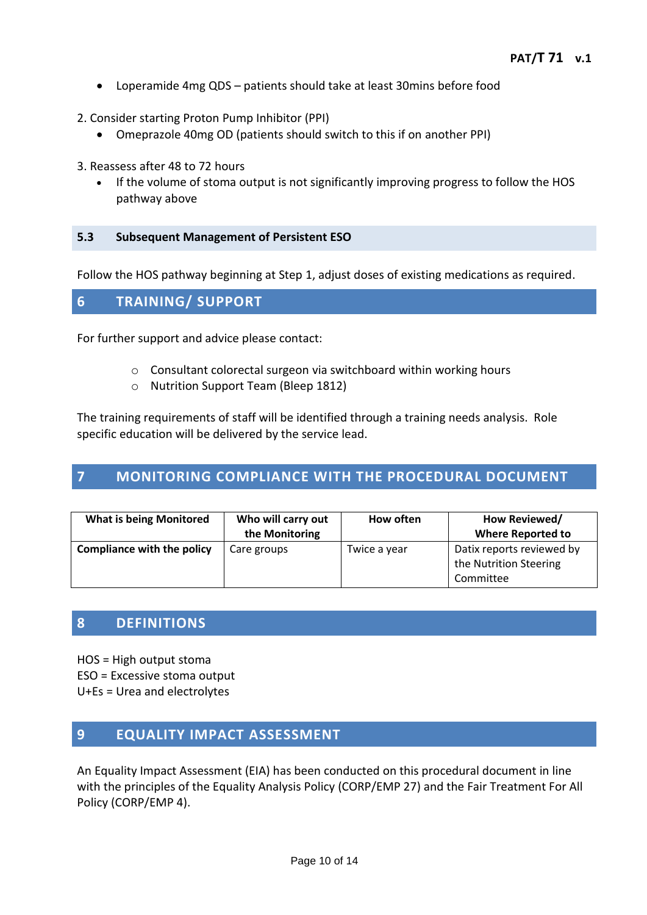- Loperamide 4mg QDS – patients should take at least 30mins before food

2. Consider starting Proton Pump Inhibitor (PPI)
   - Omeprazole 40mg OD (patients should switch to this if on another PPI)

3. Reassess after 48 to 72 hours
   - If the volume of stoma output is not significantly improving progress to follow the HOS pathway above

### 5.3 Subsequent Management of Persistent ESO

Follow the HOS pathway beginning at Step 1, adjust doses of existing medications as required.

## 6 TRAINING/ SUPPORT

For further support and advice please contact:

- Consultant colorectal surgeon via switchboard within working hours
- Nutrition Support Team (Bleep 1812)

The training requirements of staff will be identified through a training needs analysis. Role specific education will be delivered by the service lead.

## 7 MONITORING COMPLIANCE WITH THE PROCEDURAL DOCUMENT

| What is being Monitored | Who will carry out the Monitoring | How often | How Reviewed/ Where Reported to |
|---|---|---|---|
| **Compliance with the policy** | Care groups | Twice a year | Datix reports reviewed by the Nutrition Steering Committee |

## 8 DEFINITIONS

HOS = High output stoma
ESO = Excessive stoma output
U+Es = Urea and electrolytes

## 9 EQUALITY IMPACT ASSESSMENT

An Equality Impact Assessment (EIA) has been conducted on this procedural document in line with the principles of the Equality Analysis Policy (CORP/EMP 27) and the Fair Treatment For All Policy (CORP/EMP 4).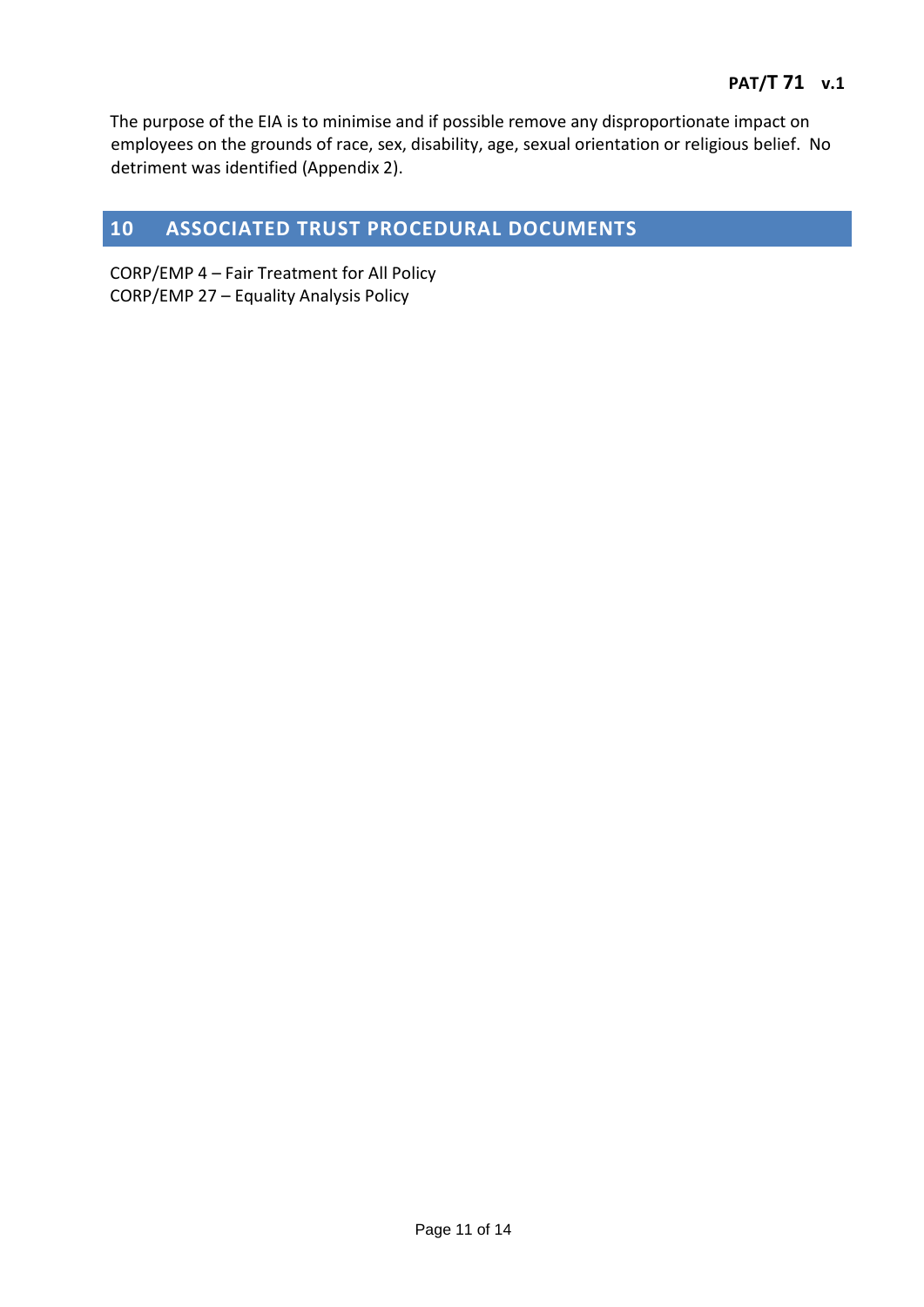The purpose of the EIA is to minimise and if possible remove any disproportionate impact on employees on the grounds of race, sex, disability, age, sexual orientation or religious belief. No detriment was identified (Appendix 2).

## 10 ASSOCIATED TRUST PROCEDURAL DOCUMENTS

CORP/EMP 4 – Fair Treatment for All Policy
CORP/EMP 27 – Equality Analysis Policy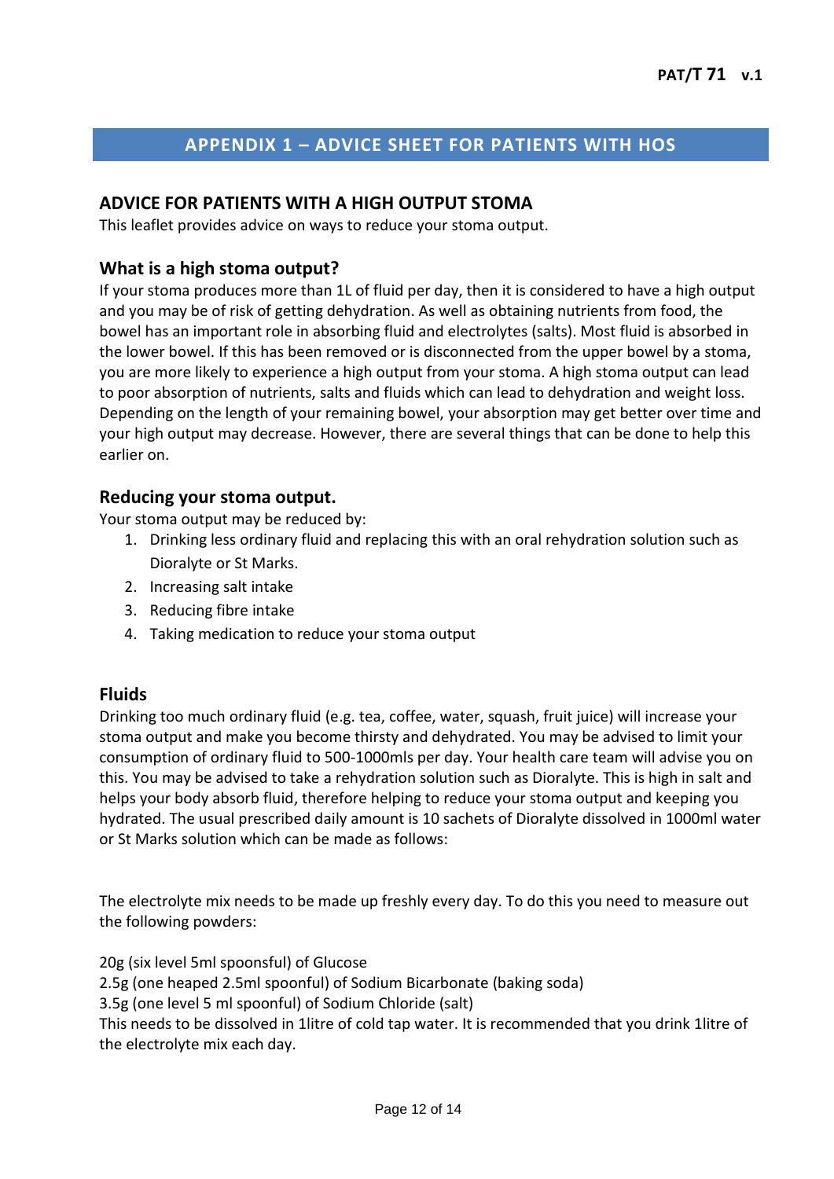## APPENDIX 1 – ADVICE SHEET FOR PATIENTS WITH HOS

### ADVICE FOR PATIENTS WITH A HIGH OUTPUT STOMA

This leaflet provides advice on ways to reduce your stoma output.

### What is a high stoma output?

If your stoma produces more than 1L of fluid per day, then it is considered to have a high output and you may be of risk of getting dehydration. As well as obtaining nutrients from food, the bowel has an important role in absorbing fluid and electrolytes (salts). Most fluid is absorbed in the lower bowel. If this has been removed or is disconnected from the upper bowel by a stoma, you are more likely to experience a high output from your stoma. A high stoma output can lead to poor absorption of nutrients, salts and fluids which can lead to dehydration and weight loss. Depending on the length of your remaining bowel, your absorption may get better over time and your high output may decrease. However, there are several things that can be done to help this earlier on.

### Reducing your stoma output.

Your stoma output may be reduced by:

1. Drinking less ordinary fluid and replacing this with an oral rehydration solution such as Dioralyte or St Marks.
2. Increasing salt intake
3. Reducing fibre intake
4. Taking medication to reduce your stoma output

### Fluids

Drinking too much ordinary fluid (e.g. tea, coffee, water, squash, fruit juice) will increase your stoma output and make you become thirsty and dehydrated. You may be advised to limit your consumption of ordinary fluid to 500-1000mls per day. Your health care team will advise you on this. You may be advised to take a rehydration solution such as Dioralyte. This is high in salt and helps your body absorb fluid, therefore helping to reduce your stoma output and keeping you hydrated. The usual prescribed daily amount is 10 sachets of Dioralyte dissolved in 1000ml water or St Marks solution which can be made as follows:

The electrolyte mix needs to be made up freshly every day. To do this you need to measure out the following powders:

20g (six level 5ml spoonful) of Glucose  
2.5g (one heaped 2.5ml spoonful) of Sodium Bicarbonate (baking soda)  
3.5g (one level 5 ml spoonful) of Sodium Chloride (salt)  
This needs to be dissolved in 1litre of cold tap water. It is recommended that you drink 1litre of the electrolyte mix each day.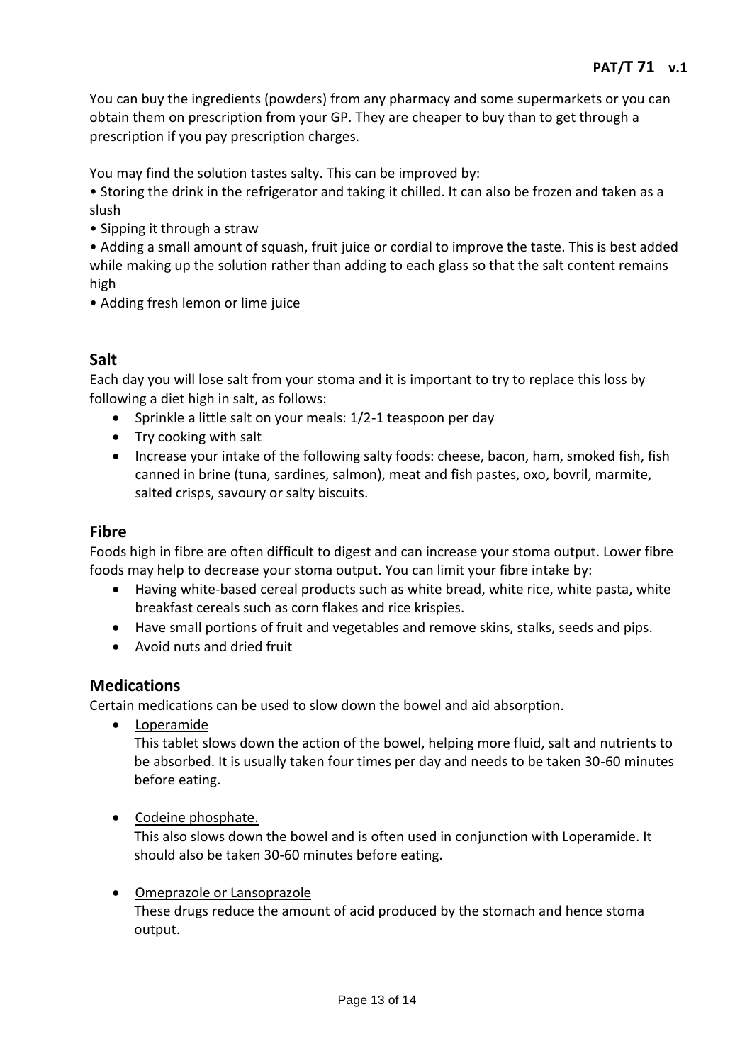You can buy the ingredients (powders) from any pharmacy and some supermarkets or you can obtain them on prescription from your GP. They are cheaper to buy than to get through a prescription if you pay prescription charges.

You may find the solution tastes salty. This can be improved by:

• Storing the drink in the refrigerator and taking it chilled. It can also be frozen and taken as a slush

• Sipping it through a straw

• Adding a small amount of squash, fruit juice or cordial to improve the taste. This is best added while making up the solution rather than adding to each glass so that the salt content remains high

• Adding fresh lemon or lime juice

## Salt

Each day you will lose salt from your stoma and it is important to try to replace this loss by following a diet high in salt, as follows:

- Sprinkle a little salt on your meals: 1/2-1 teaspoon per day
- Try cooking with salt
- Increase your intake of the following salty foods: cheese, bacon, ham, smoked fish, fish canned in brine (tuna, sardines, salmon), meat and fish pastes, oxo, bovril, marmite, salted crisps, savoury or salty biscuits.

## Fibre

Foods high in fibre are often difficult to digest and can increase your stoma output. Lower fibre foods may help to decrease your stoma output. You can limit your fibre intake by:

- Having white-based cereal products such as white bread, white rice, white pasta, white breakfast cereals such as corn flakes and rice krispies.
- Have small portions of fruit and vegetables and remove skins, stalks, seeds and pips.
- Avoid nuts and dried fruit

## Medications

Certain medications can be used to slow down the bowel and aid absorption.

- Loperamide

  This tablet slows down the action of the bowel, helping more fluid, salt and nutrients to be absorbed. It is usually taken four times per day and needs to be taken 30-60 minutes before eating.

- Codeine phosphate.

  This also slows down the bowel and is often used in conjunction with Loperamide. It should also be taken 30-60 minutes before eating.

- Omeprazole or Lansoprazole

  These drugs reduce the amount of acid produced by the stomach and hence stoma output.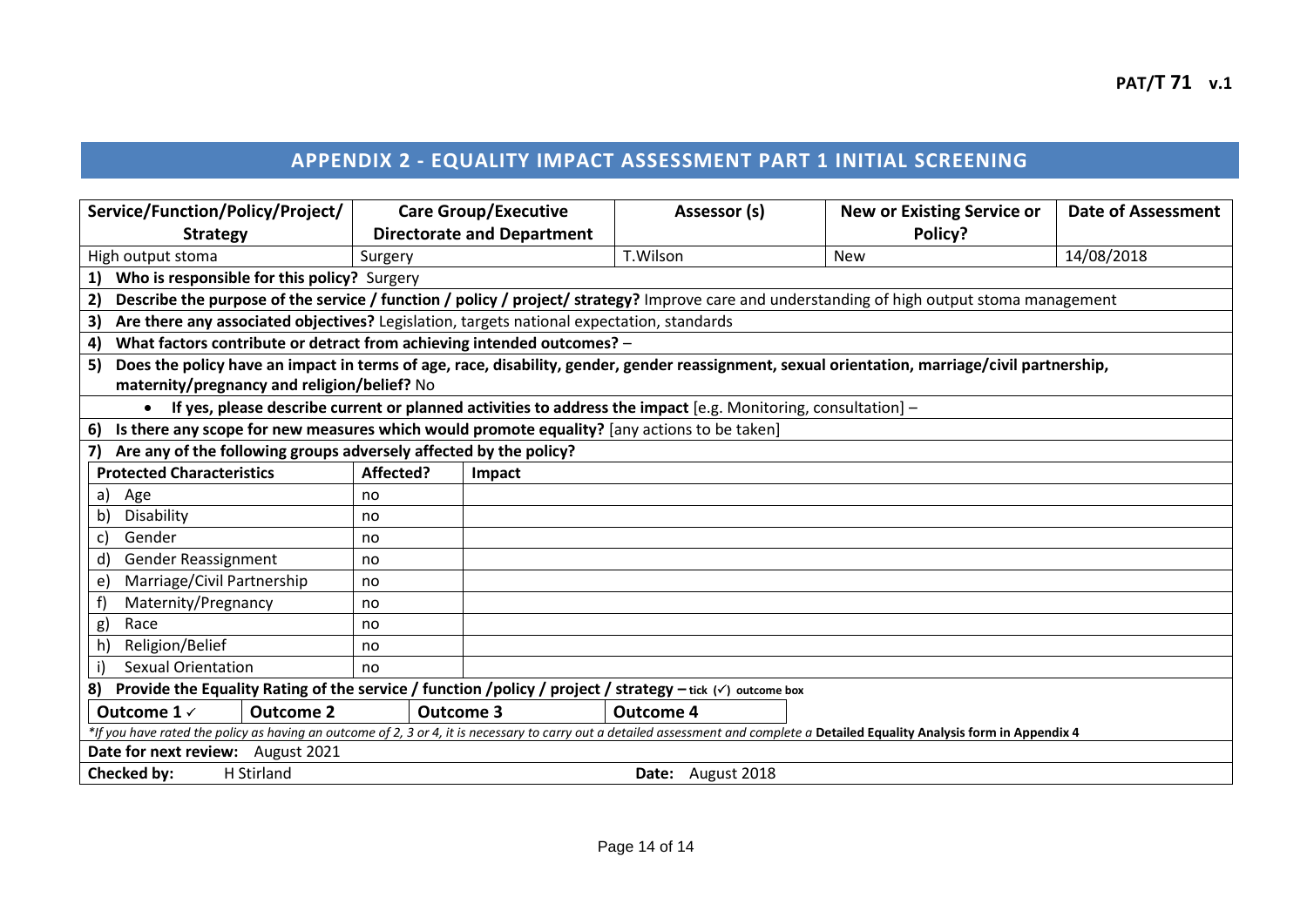## APPENDIX 2 - EQUALITY IMPACT ASSESSMENT PART 1 INITIAL SCREENING

| Service/Function/Policy/Project/ Strategy | Care Group/Executive Directorate and Department | Assessor (s) | New or Existing Service or Policy? | Date of Assessment |
|---|---|---|---|---|
| High output stoma | Surgery | T.Wilson | New | 14/08/2018 |

**1) Who is responsible for this policy?** Surgery

**2) Describe the purpose of the service / function / policy / project/ strategy?** Improve care and understanding of high output stoma management

**3) Are there any associated objectives?** Legislation, targets national expectation, standards

**4) What factors contribute or detract from achieving intended outcomes?** –

**5) Does the policy have an impact in terms of age, race, disability, gender, gender reassignment, sexual orientation, marriage/civil partnership, maternity/pregnancy and religion/belief?** No

- **If yes, please describe current or planned activities to address the impact** [e.g. Monitoring, consultation] –

**6) Is there any scope for new measures which would promote equality?** [any actions to be taken]

**7) Are any of the following groups adversely affected by the policy?**

| Protected Characteristics | Affected? | Impact |
|---|---|---|
| a) Age | no | |
| b) Disability | no | |
| c) Gender | no | |
| d) Gender Reassignment | no | |
| e) Marriage/Civil Partnership | no | |
| f) Maternity/Pregnancy | no | |
| g) Race | no | |
| h) Religion/Belief | no | |
| i) Sexual Orientation | no | |

**8) Provide the Equality Rating of the service / function /policy / project / strategy – tick (✓) outcome box**

| Outcome 1 ✓ | Outcome 2 | Outcome 3 | Outcome 4 |
|---|---|---|---|

*\*If you have rated the policy as having an outcome of 2, 3 or 4, it is necessary to carry out a detailed assessment and complete a* ***Detailed Equality Analysis form in Appendix 4***

**Date for next review:** August 2021

**Checked by:** H Stirland **Date:** August 2018